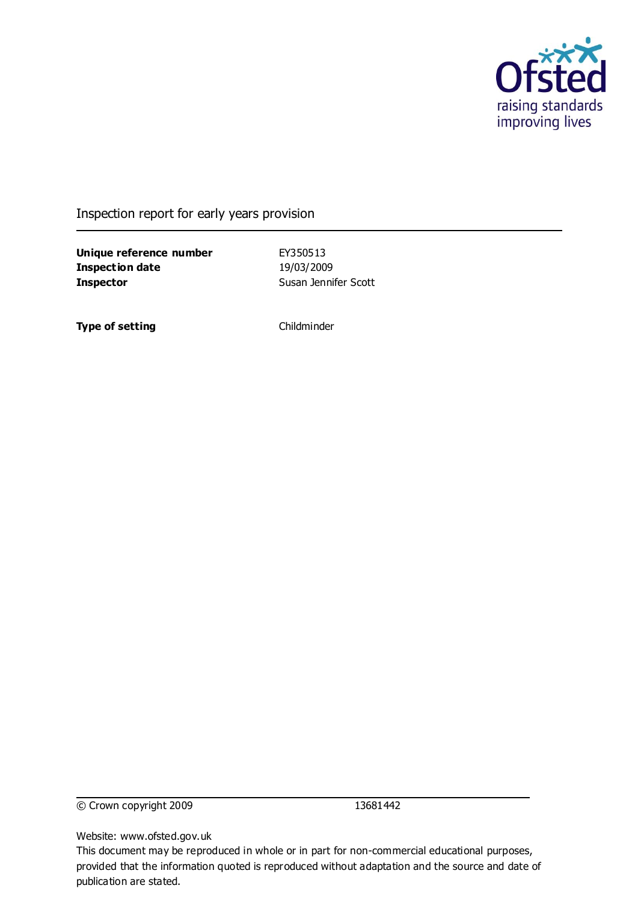Ofsted
raising standards
improving lives

Inspection report for early years provision

| | |
|---|---|
| **Unique reference number** | EY350513 |
| **Inspection date** | 19/03/2009 |
| **Inspector** | Susan Jennifer Scott |

| | |
|---|---|
| **Type of setting** | Childminder |

© Crown copyright 2009 13681442

Website: www.ofsted.gov.uk

This document may be reproduced in whole or in part for non-commercial educational purposes, provided that the information quoted is reproduced without adaptation and the source and date of publication are stated.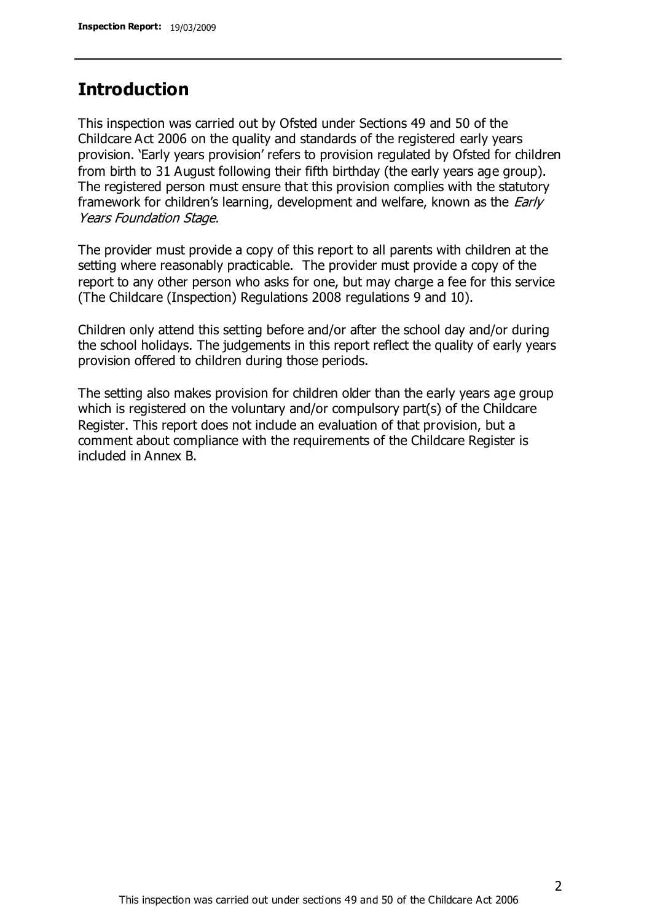## Introduction

This inspection was carried out by Ofsted under Sections 49 and 50 of the Childcare Act 2006 on the quality and standards of the registered early years provision. 'Early years provision' refers to provision regulated by Ofsted for children from birth to 31 August following their fifth birthday (the early years age group). The registered person must ensure that this provision complies with the statutory framework for children's learning, development and welfare, known as the *Early Years Foundation Stage.*

The provider must provide a copy of this report to all parents with children at the setting where reasonably practicable. The provider must provide a copy of the report to any other person who asks for one, but may charge a fee for this service (The Childcare (Inspection) Regulations 2008 regulations 9 and 10).

Children only attend this setting before and/or after the school day and/or during the school holidays. The judgements in this report reflect the quality of early years provision offered to children during those periods.

The setting also makes provision for children older than the early years age group which is registered on the voluntary and/or compulsory part(s) of the Childcare Register. This report does not include an evaluation of that provision, but a comment about compliance with the requirements of the Childcare Register is included in Annex B.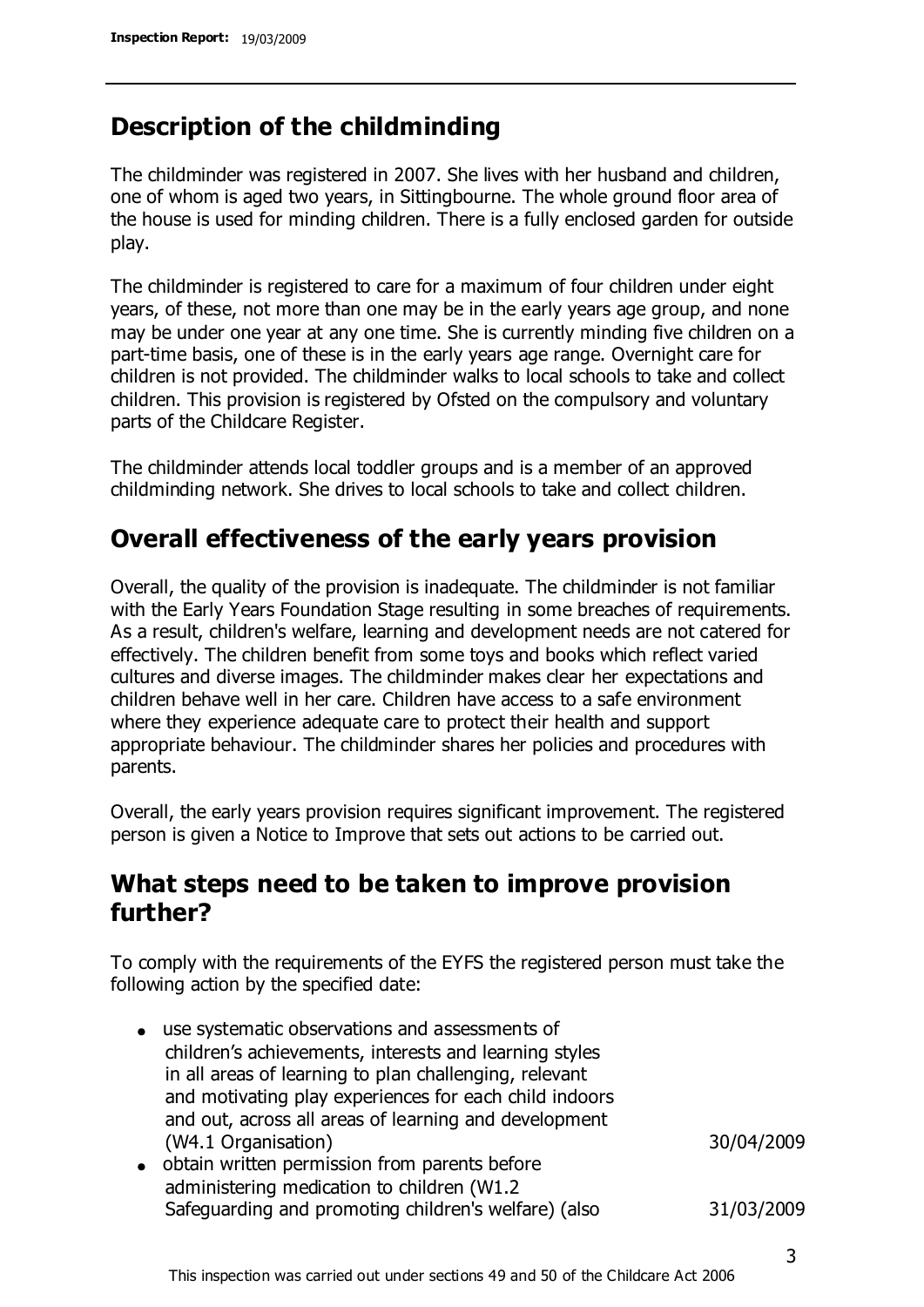## Description of the childminding

The childminder was registered in 2007. She lives with her husband and children, one of whom is aged two years, in Sittingbourne. The whole ground floor area of the house is used for minding children. There is a fully enclosed garden for outside play.

The childminder is registered to care for a maximum of four children under eight years, of these, not more than one may be in the early years age group, and none may be under one year at any one time. She is currently minding five children on a part-time basis, one of these is in the early years age range. Overnight care for children is not provided. The childminder walks to local schools to take and collect children. This provision is registered by Ofsted on the compulsory and voluntary parts of the Childcare Register.

The childminder attends local toddler groups and is a member of an approved childminding network. She drives to local schools to take and collect children.

## Overall effectiveness of the early years provision

Overall, the quality of the provision is inadequate. The childminder is not familiar with the Early Years Foundation Stage resulting in some breaches of requirements. As a result, children's welfare, learning and development needs are not catered for effectively. The children benefit from some toys and books which reflect varied cultures and diverse images. The childminder makes clear her expectations and children behave well in her care. Children have access to a safe environment where they experience adequate care to protect their health and support appropriate behaviour. The childminder shares her policies and procedures with parents.

Overall, the early years provision requires significant improvement. The registered person is given a Notice to Improve that sets out actions to be carried out.

## What steps need to be taken to improve provision further?

To comply with the requirements of the EYFS the registered person must take the following action by the specified date:

| | |
|---|---|
| • use systematic observations and assessments of children's achievements, interests and learning styles in all areas of learning to plan challenging, relevant and motivating play experiences for each child indoors and out, across all areas of learning and development (W4.1 Organisation) | 30/04/2009 |
| • obtain written permission from parents before administering medication to children (W1.2 Safeguarding and promoting children's welfare) (also | 31/03/2009 |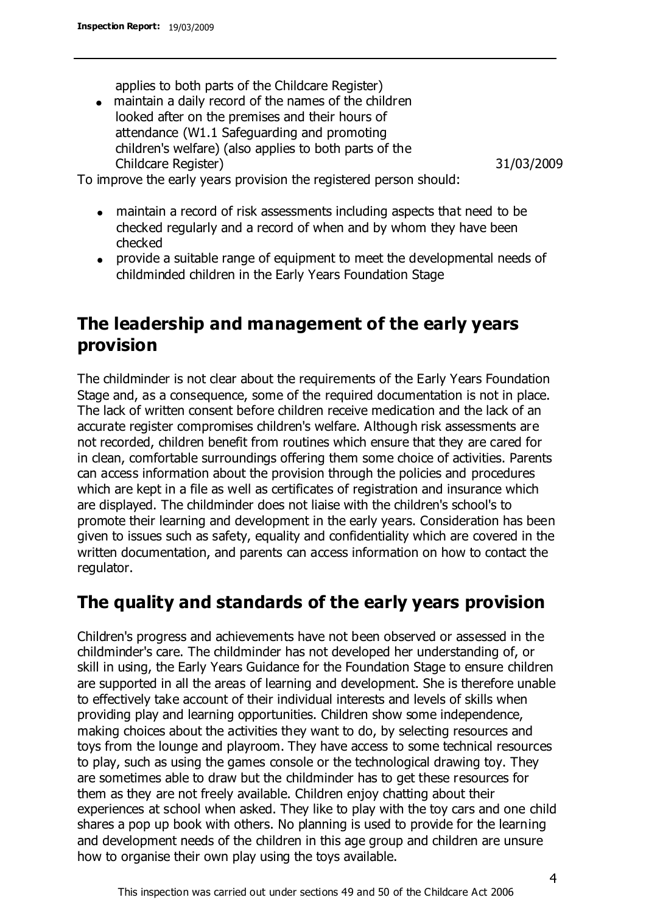applies to both parts of the Childcare Register)
- maintain a daily record of the names of the children looked after on the premises and their hours of attendance (W1.1 Safeguarding and promoting children's welfare) (also applies to both parts of the Childcare Register) 31/03/2009

To improve the early years provision the registered person should:

- maintain a record of risk assessments including aspects that need to be checked regularly and a record of when and by whom they have been checked
- provide a suitable range of equipment to meet the developmental needs of childminded children in the Early Years Foundation Stage

## The leadership and management of the early years provision

The childminder is not clear about the requirements of the Early Years Foundation Stage and, as a consequence, some of the required documentation is not in place. The lack of written consent before children receive medication and the lack of an accurate register compromises children's welfare. Although risk assessments are not recorded, children benefit from routines which ensure that they are cared for in clean, comfortable surroundings offering them some choice of activities. Parents can access information about the provision through the policies and procedures which are kept in a file as well as certificates of registration and insurance which are displayed. The childminder does not liaise with the children's school's to promote their learning and development in the early years. Consideration has been given to issues such as safety, equality and confidentiality which are covered in the written documentation, and parents can access information on how to contact the regulator.

## The quality and standards of the early years provision

Children's progress and achievements have not been observed or assessed in the childminder's care. The childminder has not developed her understanding of, or skill in using, the Early Years Guidance for the Foundation Stage to ensure children are supported in all the areas of learning and development. She is therefore unable to effectively take account of their individual interests and levels of skills when providing play and learning opportunities. Children show some independence, making choices about the activities they want to do, by selecting resources and toys from the lounge and playroom. They have access to some technical resources to play, such as using the games console or the technological drawing toy. They are sometimes able to draw but the childminder has to get these resources for them as they are not freely available. Children enjoy chatting about their experiences at school when asked. They like to play with the toy cars and one child shares a pop up book with others. No planning is used to provide for the learning and development needs of the children in this age group and children are unsure how to organise their own play using the toys available.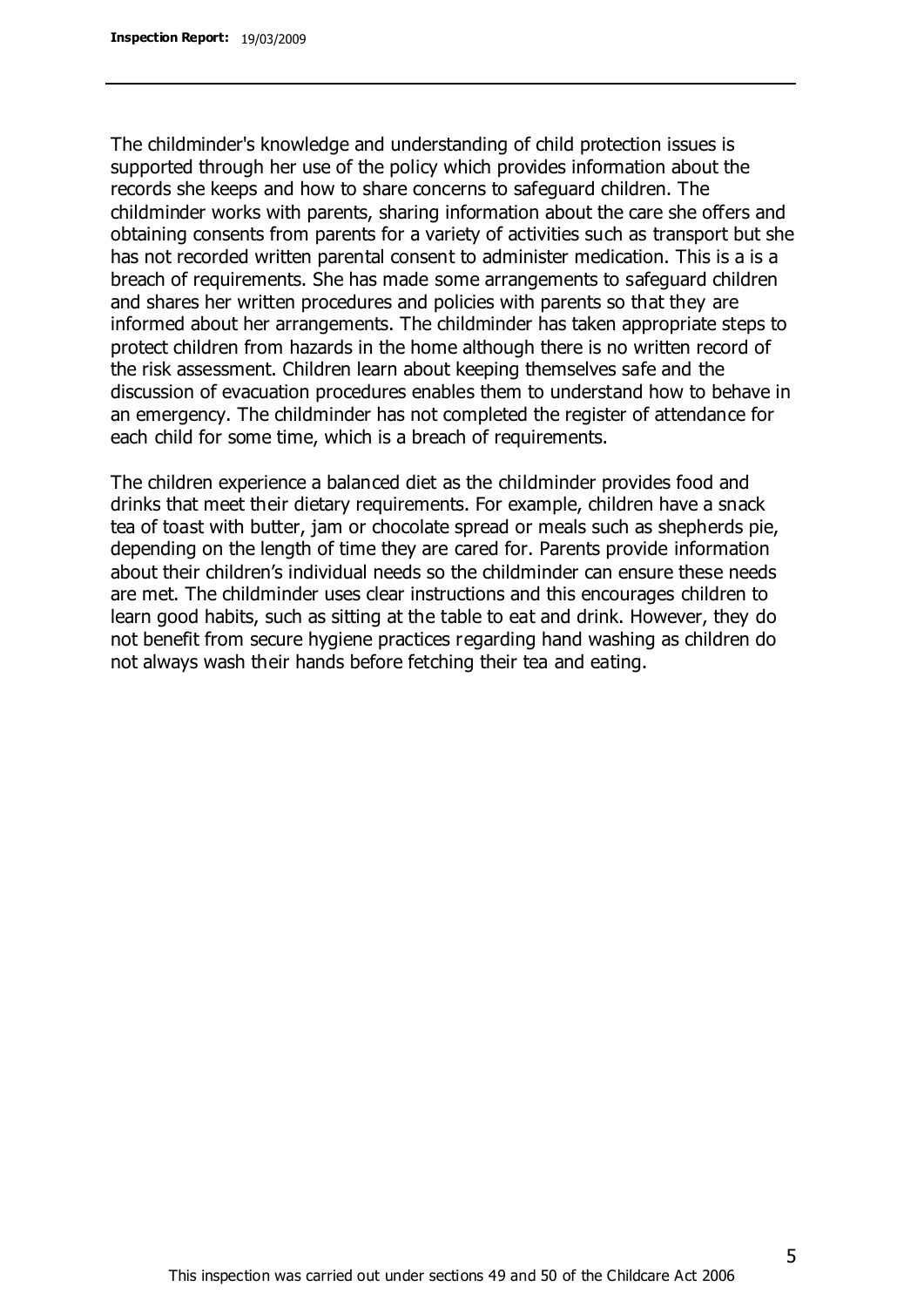The childminder's knowledge and understanding of child protection issues is supported through her use of the policy which provides information about the records she keeps and how to share concerns to safeguard children. The childminder works with parents, sharing information about the care she offers and obtaining consents from parents for a variety of activities such as transport but she has not recorded written parental consent to administer medication. This is a is a breach of requirements. She has made some arrangements to safeguard children and shares her written procedures and policies with parents so that they are informed about her arrangements. The childminder has taken appropriate steps to protect children from hazards in the home although there is no written record of the risk assessment. Children learn about keeping themselves safe and the discussion of evacuation procedures enables them to understand how to behave in an emergency. The childminder has not completed the register of attendance for each child for some time, which is a breach of requirements.

The children experience a balanced diet as the childminder provides food and drinks that meet their dietary requirements. For example, children have a snack tea of toast with butter, jam or chocolate spread or meals such as shepherds pie, depending on the length of time they are cared for. Parents provide information about their children's individual needs so the childminder can ensure these needs are met. The childminder uses clear instructions and this encourages children to learn good habits, such as sitting at the table to eat and drink. However, they do not benefit from secure hygiene practices regarding hand washing as children do not always wash their hands before fetching their tea and eating.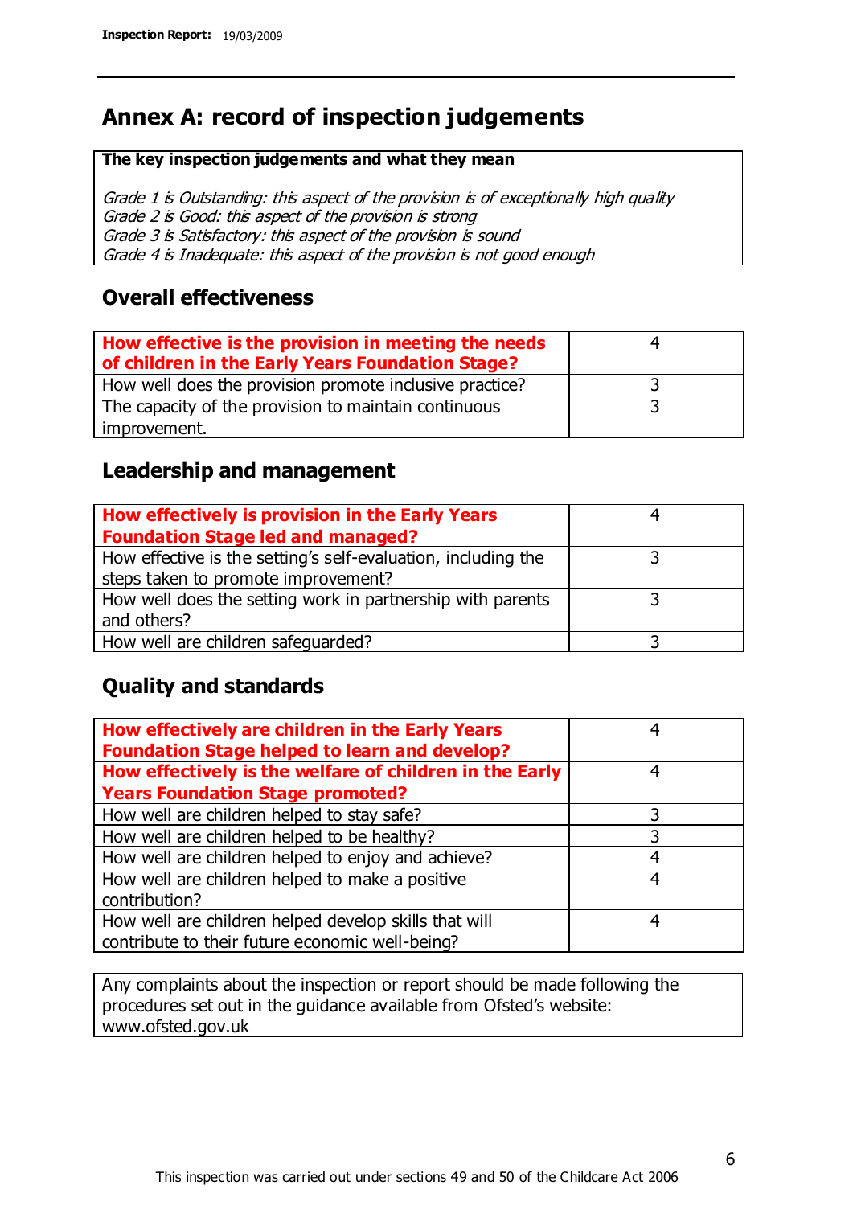# Annex A: record of inspection judgements

**The key inspection judgements and what they mean**

*Grade 1 is Outstanding: this aspect of the provision is of exceptionally high quality*
*Grade 2 is Good: this aspect of the provision is strong*
*Grade 3 is Satisfactory: this aspect of the provision is sound*
*Grade 4 is Inadequate: this aspect of the provision is not good enough*

## Overall effectiveness

| | |
|---|---|
| **How effective is the provision in meeting the needs of children in the Early Years Foundation Stage?** | 4 |
| How well does the provision promote inclusive practice? | 3 |
| The capacity of the provision to maintain continuous improvement. | 3 |

## Leadership and management

| | |
|---|---|
| **How effectively is provision in the Early Years Foundation Stage led and managed?** | 4 |
| How effective is the setting's self-evaluation, including the steps taken to promote improvement? | 3 |
| How well does the setting work in partnership with parents and others? | 3 |
| How well are children safeguarded? | 3 |

## Quality and standards

| | |
|---|---|
| **How effectively are children in the Early Years Foundation Stage helped to learn and develop?** | 4 |
| **How effectively is the welfare of children in the Early Years Foundation Stage promoted?** | 4 |
| How well are children helped to stay safe? | 3 |
| How well are children helped to be healthy? | 3 |
| How well are children helped to enjoy and achieve? | 4 |
| How well are children helped to make a positive contribution? | 4 |
| How well are children helped develop skills that will contribute to their future economic well-being? | 4 |

Any complaints about the inspection or report should be made following the procedures set out in the guidance available from Ofsted's website: www.ofsted.gov.uk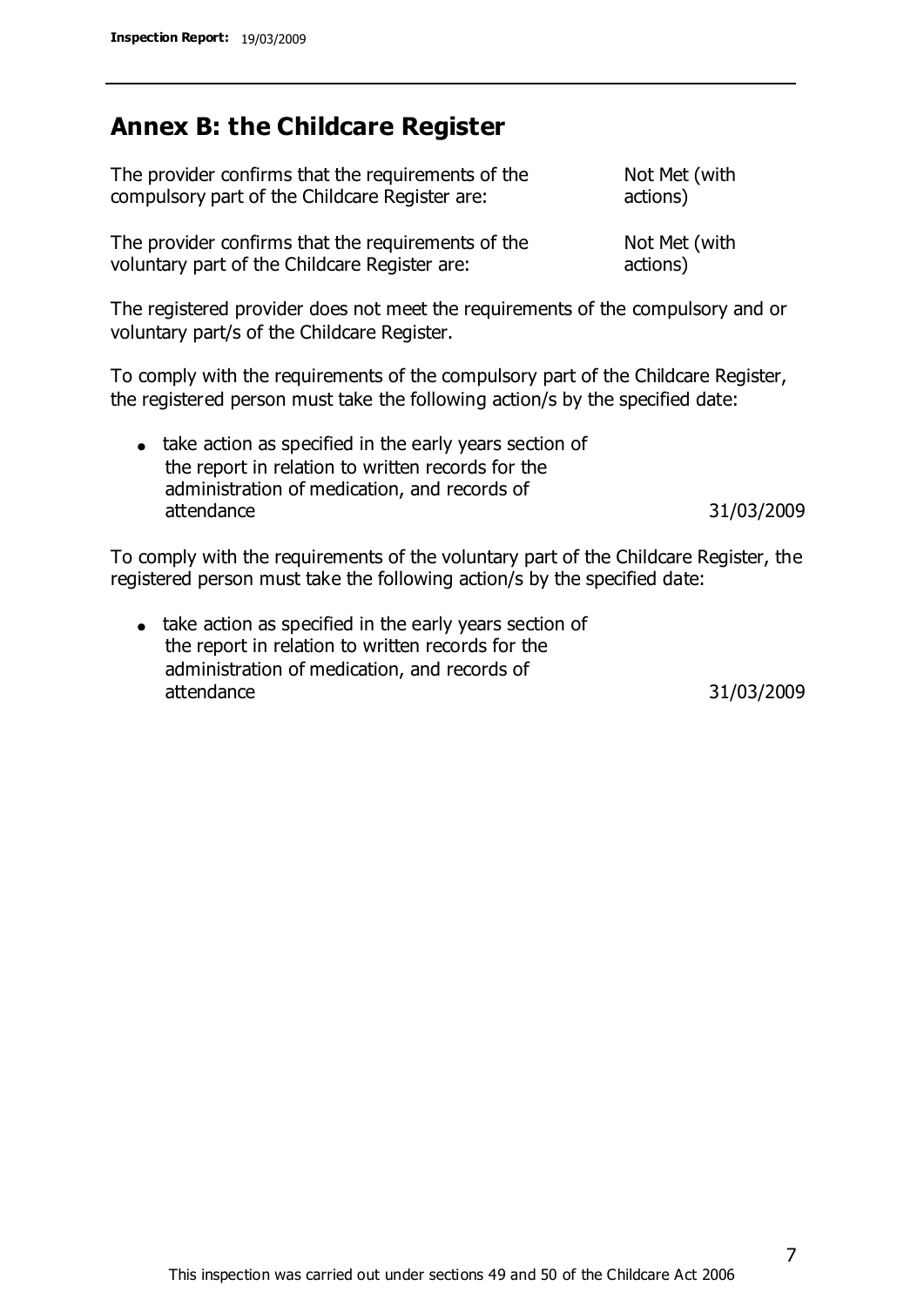## Annex B: the Childcare Register

| | |
|---|---|
| The provider confirms that the requirements of the compulsory part of the Childcare Register are: | Not Met (with actions) |
| The provider confirms that the requirements of the voluntary part of the Childcare Register are: | Not Met (with actions) |

The registered provider does not meet the requirements of the compulsory and or voluntary part/s of the Childcare Register.

To comply with the requirements of the compulsory part of the Childcare Register, the registered person must take the following action/s by the specified date:

- take action as specified in the early years section of the report in relation to written records for the administration of medication, and records of attendance 31/03/2009

To comply with the requirements of the voluntary part of the Childcare Register, the registered person must take the following action/s by the specified date:

- take action as specified in the early years section of the report in relation to written records for the administration of medication, and records of attendance 31/03/2009

This inspection was carried out under sections 49 and 50 of the Childcare Act 2006